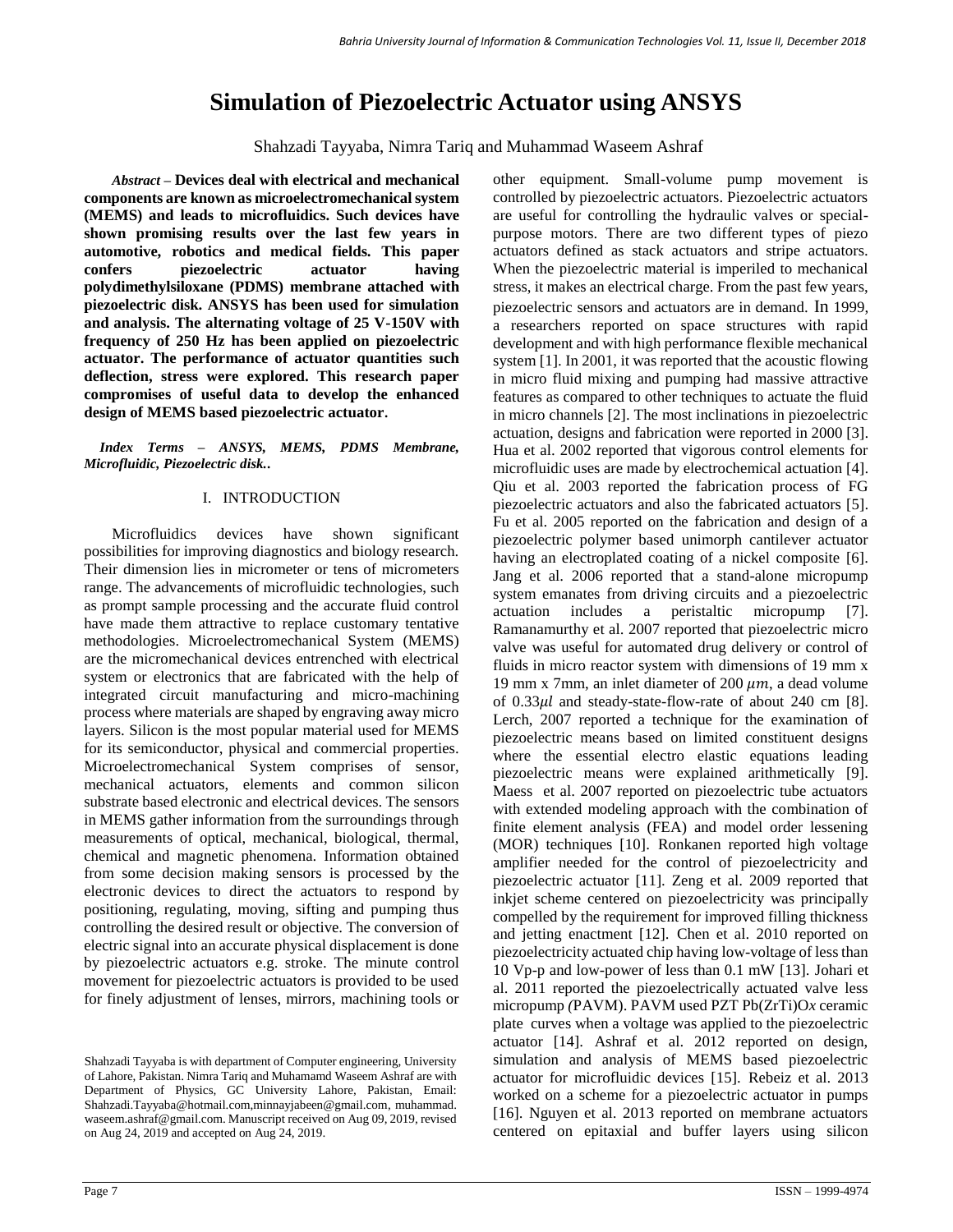# Simulation of Piezoelectric Actuator using ANSYS

Shahzadi Tayyaba, Nimra Tariq and Muhammad Waseem Ashraf

***Abstract* – Devices deal with electrical and mechanical components are known as microelectromechanical system (MEMS) and leads to microfluidics. Such devices have shown promising results over the last few years in automotive, robotics and medical fields. This paper confers piezoelectric actuator having polydimethylsiloxane (PDMS) membrane attached with piezoelectric disk. ANSYS has been used for simulation and analysis. The alternating voltage of 25 V-150V with frequency of 250 Hz has been applied on piezoelectric actuator. The performance of actuator quantities such deflection, stress were explored. This research paper compromises of useful data to develop the enhanced design of MEMS based piezoelectric actuator.**

***Index Terms – ANSYS, MEMS, PDMS Membrane, Microfluidic, Piezoelectric disk..***

## I. INTRODUCTION

Microfluidics devices have shown significant possibilities for improving diagnostics and biology research. Their dimension lies in micrometer or tens of micrometers range. The advancements of microfluidic technologies, such as prompt sample processing and the accurate fluid control have made them attractive to replace customary tentative methodologies. Microelectromechanical System (MEMS) are the micromechanical devices entrenched with electrical system or electronics that are fabricated with the help of integrated circuit manufacturing and micro-machining process where materials are shaped by engraving away micro layers. Silicon is the most popular material used for MEMS for its semiconductor, physical and commercial properties. Microelectromechanical System comprises of sensor, mechanical actuators, elements and common silicon substrate based electronic and electrical devices. The sensors in MEMS gather information from the surroundings through measurements of optical, mechanical, biological, thermal, chemical and magnetic phenomena. Information obtained from some decision making sensors is processed by the electronic devices to direct the actuators to respond by positioning, regulating, moving, sifting and pumping thus controlling the desired result or objective. The conversion of electric signal into an accurate physical displacement is done by piezoelectric actuators e.g. stroke. The minute control movement for piezoelectric actuators is provided to be used for finely adjustment of lenses, mirrors, machining tools or other equipment. Small-volume pump movement is controlled by piezoelectric actuators. Piezoelectric actuators are useful for controlling the hydraulic valves or special-purpose motors. There are two different types of piezo actuators defined as stack actuators and stripe actuators. When the piezoelectric material is imperiled to mechanical stress, it makes an electrical charge. From the past few years, piezoelectric sensors and actuators are in demand. In 1999, a researchers reported on space structures with rapid development and with high performance flexible mechanical system [1]. In 2001, it was reported that the acoustic flowing in micro fluid mixing and pumping had massive attractive features as compared to other techniques to actuate the fluid in micro channels [2]. The most inclinations in piezoelectric actuation, designs and fabrication were reported in 2000 [3]. Hua et al. 2002 reported that vigorous control elements for microfluidic uses are made by electrochemical actuation [4]. Qiu et al. 2003 reported the fabrication process of FG piezoelectric actuators and also the fabricated actuators [5]. Fu et al. 2005 reported on the fabrication and design of a piezoelectric polymer based unimorph cantilever actuator having an electroplated coating of a nickel composite [6]. Jang et al. 2006 reported that a stand-alone micropump system emanates from driving circuits and a piezoelectric actuation includes a peristaltic micropump [7]. Ramanamurthy et al. 2007 reported that piezoelectric micro valve was useful for automated drug delivery or control of fluids in micro reactor system with dimensions of 19 mm x 19 mm x 7mm, an inlet diameter of 200 $\mu m$, a dead volume of 0.33$\mu l$ and steady-state-flow-rate of about 240 cm [8]. Lerch, 2007 reported a technique for the examination of piezoelectric means based on limited constituent designs where the essential electro elastic equations leading piezoelectric means were explained arithmetically [9]. Maess et al. 2007 reported on piezoelectric tube actuators with extended modeling approach with the combination of finite element analysis (FEA) and model order lessening (MOR) techniques [10]. Ronkanen reported high voltage amplifier needed for the control of piezoelectricity and piezoelectric actuator [11]. Zeng et al. 2009 reported that inkjet scheme centered on piezoelectricity was principally compelled by the requirement for improved filling thickness and jetting enactment [12]. Chen et al. 2010 reported on piezoelectricity actuated chip having low-voltage of less than 10 Vp-p and low-power of less than 0.1 mW [13]. Johari et al. 2011 reported the piezoelectrically actuated valve less micropump *(*PAVM). PAVM used PZT Pb(ZrTi)O*x* ceramic plate curves when a voltage was applied to the piezoelectric actuator [14]. Ashraf et al. 2012 reported on design, simulation and analysis of MEMS based piezoelectric actuator for microfluidic devices [15]. Rebeiz et al. 2013 worked on a scheme for a piezoelectric actuator in pumps [16]. Nguyen et al. 2013 reported on membrane actuators centered on epitaxial and buffer layers using silicon

Shahzadi Tayyaba is with department of Computer engineering, University of Lahore, Pakistan. Nimra Tariq and Muhamamd Waseem Ashraf are with Department of Physics, GC University Lahore, Pakistan, Email: Shahzadi.Tayyaba@hotmail.com,minnayjabeen@gmail.com, muhammad.waseem.ashraf@gmail.com. Manuscript received on Aug 09, 2019, revised on Aug 24, 2019 and accepted on Aug 24, 2019.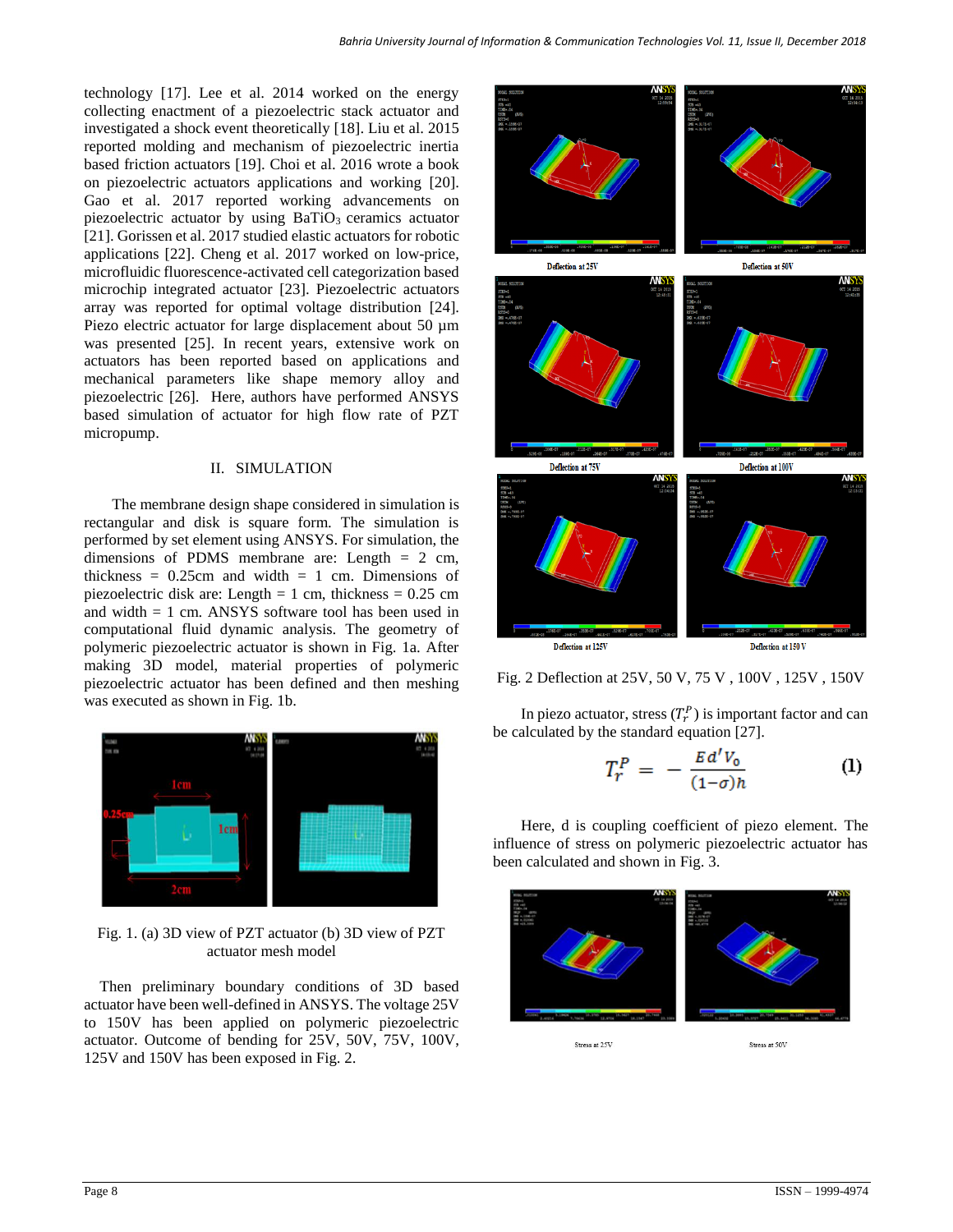technology [17]. Lee et al. 2014 worked on the energy collecting enactment of a piezoelectric stack actuator and investigated a shock event theoretically [18]. Liu et al. 2015 reported molding and mechanism of piezoelectric inertia based friction actuators [19]. Choi et al. 2016 wrote a book on piezoelectric actuators applications and working [20]. Gao et al. 2017 reported working advancements on piezoelectric actuator by using $BaTiO_3$ ceramics actuator [21]. Gorissen et al. 2017 studied elastic actuators for robotic applications [22]. Cheng et al. 2017 worked on low-price, microfluidic fluorescence-activated cell categorization based microchip integrated actuator [23]. Piezoelectric actuators array was reported for optimal voltage distribution [24]. Piezo electric actuator for large displacement about 50 µm was presented [25]. In recent years, extensive work on actuators has been reported based on applications and mechanical parameters like shape memory alloy and piezoelectric [26]. Here, authors have performed ANSYS based simulation of actuator for high flow rate of PZT micropump.

## II. SIMULATION

The membrane design shape considered in simulation is rectangular and disk is square form. The simulation is performed by set element using ANSYS. For simulation, the dimensions of PDMS membrane are: Length = 2 cm, thickness = 0.25cm and width = 1 cm. Dimensions of piezoelectric disk are: Length = 1 cm, thickness = 0.25 cm and width = 1 cm. ANSYS software tool has been used in computational fluid dynamic analysis. The geometry of polymeric piezoelectric actuator is shown in Fig. 1a. After making 3D model, material properties of polymeric piezoelectric actuator has been defined and then meshing was executed as shown in Fig. 1b.

Fig. 1. (a) 3D view of PZT actuator (b) 3D view of PZT actuator mesh model

Then preliminary boundary conditions of 3D based actuator have been well-defined in ANSYS. The voltage 25V to 150V has been applied on polymeric piezoelectric actuator. Outcome of bending for 25V, 50V, 75V, 100V, 125V and 150V has been exposed in Fig. 2.

Fig. 2 Deflection at 25V, 50 V, 75 V , 100V , 125V , 150V

In piezo actuator, stress ($T_r^P$) is important factor and can be calculated by the standard equation [27].

$$T_r^P = -\frac{Ed'V_0}{(1-\sigma)h} \qquad (1)$$

Here, d is coupling coefficient of piezo element. The influence of stress on polymeric piezoelectric actuator has been calculated and shown in Fig. 3.

Stress at 25V

Stress at 50V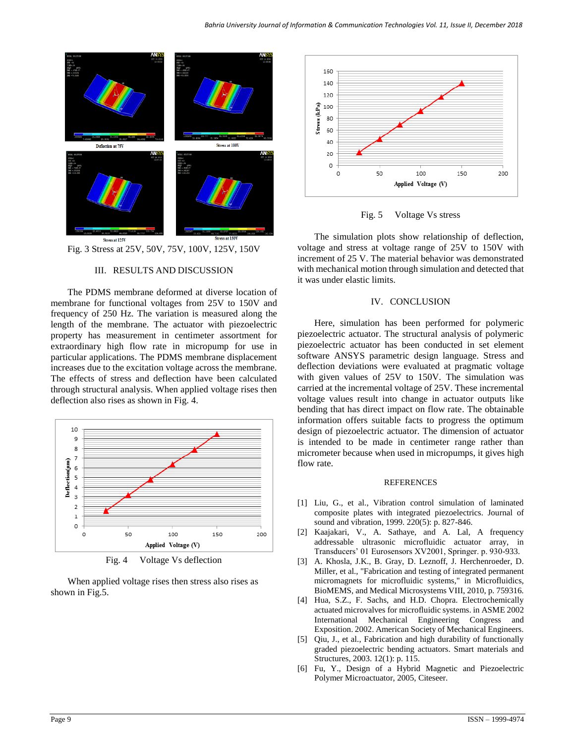Fig. 3 Stress at 25V, 50V, 75V, 100V, 125V, 150V

## III. RESULTS AND DISCUSSION

The PDMS membrane deformed at diverse location of membrane for functional voltages from 25V to 150V and frequency of 250 Hz. The variation is measured along the length of the membrane. The actuator with piezoelectric property has measurement in centimeter assortment for extraordinary high flow rate in micropump for use in particular applications. The PDMS membrane displacement increases due to the excitation voltage across the membrane. The effects of stress and deflection have been calculated through structural analysis. When applied voltage rises then deflection also rises as shown in Fig. 4.

Fig. 4 Voltage Vs deflection

When applied voltage rises then stress also rises as shown in Fig.5.

Fig. 5 Voltage Vs stress

The simulation plots show relationship of deflection, voltage and stress at voltage range of 25V to 150V with increment of 25 V. The material behavior was demonstrated with mechanical motion through simulation and detected that it was under elastic limits.

## IV. CONCLUSION

Here, simulation has been performed for polymeric piezoelectric actuator. The structural analysis of polymeric piezoelectric actuator has been conducted in set element software ANSYS parametric design language. Stress and deflection deviations were evaluated at pragmatic voltage with given values of 25V to 150V. The simulation was carried at the incremental voltage of 25V. These incremental voltage values result into change in actuator outputs like bending that has direct impact on flow rate. The obtainable information offers suitable facts to progress the optimum design of piezoelectric actuator. The dimension of actuator is intended to be made in centimeter range rather than micrometer because when used in micropumps, it gives high flow rate.

## REFERENCES

[1] Liu, G., et al., Vibration control simulation of laminated composite plates with integrated piezoelectrics. Journal of sound and vibration, 1999. 220(5): p. 827-846.

[2] Kaajakari, V., A. Sathaye, and A. Lal, A frequency addressable ultrasonic microfluidic actuator array, in Transducers' 01 Eurosensors XV2001, Springer. p. 930-933.

[3] A. Khosla, J.K., B. Gray, D. Leznoff, J. Herchenroeder, D. Miller, et al., "Fabrication and testing of integrated permanent micromagnets for microfluidic systems," in Microfluidics, BioMEMS, and Medical Microsystems VIII, 2010, p. 759316.

[4] Hua, S.Z., F. Sachs, and H.D. Chopra. Electrochemically actuated microvalves for microfluidic systems. in ASME 2002 International Mechanical Engineering Congress and Exposition. 2002. American Society of Mechanical Engineers.

[5] Qiu, J., et al., Fabrication and high durability of functionally graded piezoelectric bending actuators. Smart materials and Structures, 2003. 12(1): p. 115.

[6] Fu, Y., Design of a Hybrid Magnetic and Piezoelectric Polymer Microactuator, 2005, Citeseer.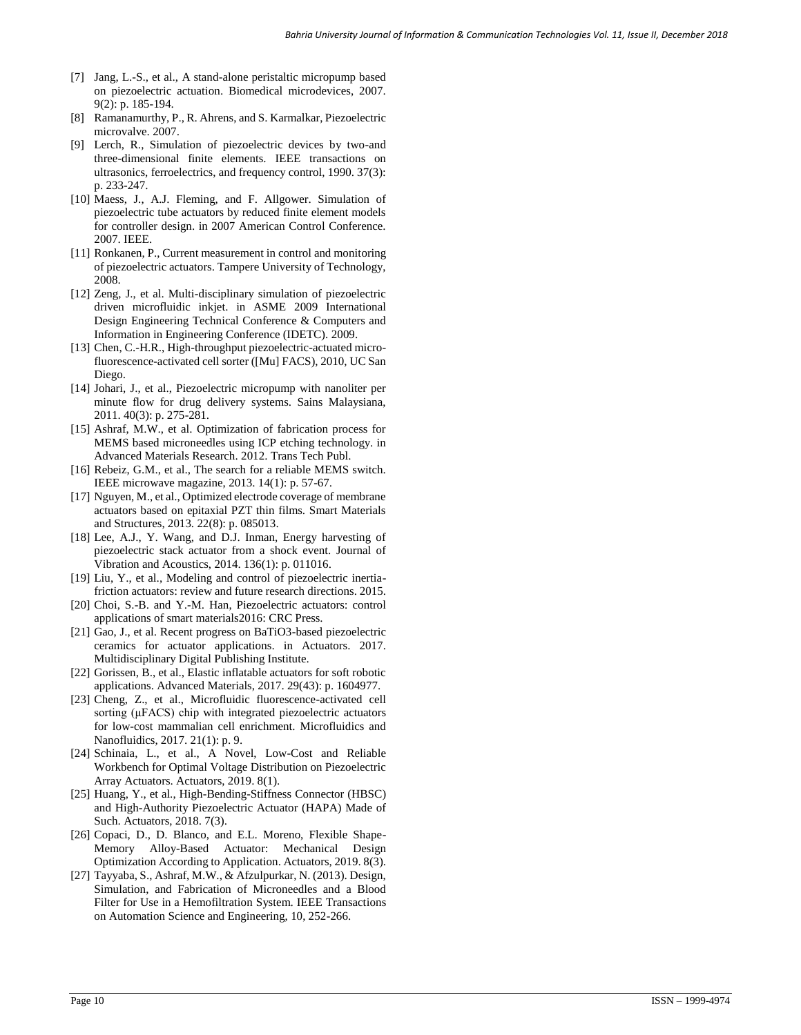[7] Jang, L.-S., et al., A stand-alone peristaltic micropump based on piezoelectric actuation. Biomedical microdevices, 2007. 9(2): p. 185-194.

[8] Ramanamurthy, P., R. Ahrens, and S. Karmalkar, Piezoelectric microvalve. 2007.

[9] Lerch, R., Simulation of piezoelectric devices by two-and three-dimensional finite elements. IEEE transactions on ultrasonics, ferroelectrics, and frequency control, 1990. 37(3): p. 233-247.

[10] Maess, J., A.J. Fleming, and F. Allgower. Simulation of piezoelectric tube actuators by reduced finite element models for controller design. in 2007 American Control Conference. 2007. IEEE.

[11] Ronkanen, P., Current measurement in control and monitoring of piezoelectric actuators. Tampere University of Technology, 2008.

[12] Zeng, J., et al. Multi-disciplinary simulation of piezoelectric driven microfluidic inkjet. in ASME 2009 International Design Engineering Technical Conference & Computers and Information in Engineering Conference (IDETC). 2009.

[13] Chen, C.-H.R., High-throughput piezoelectric-actuated micro-fluorescence-activated cell sorter ([Mu] FACS), 2010, UC San Diego.

[14] Johari, J., et al., Piezoelectric micropump with nanoliter per minute flow for drug delivery systems. Sains Malaysiana, 2011. 40(3): p. 275-281.

[15] Ashraf, M.W., et al. Optimization of fabrication process for MEMS based microneedles using ICP etching technology. in Advanced Materials Research. 2012. Trans Tech Publ.

[16] Rebeiz, G.M., et al., The search for a reliable MEMS switch. IEEE microwave magazine, 2013. 14(1): p. 57-67.

[17] Nguyen, M., et al., Optimized electrode coverage of membrane actuators based on epitaxial PZT thin films. Smart Materials and Structures, 2013. 22(8): p. 085013.

[18] Lee, A.J., Y. Wang, and D.J. Inman, Energy harvesting of piezoelectric stack actuator from a shock event. Journal of Vibration and Acoustics, 2014. 136(1): p. 011016.

[19] Liu, Y., et al., Modeling and control of piezoelectric inertia-friction actuators: review and future research directions. 2015.

[20] Choi, S.-B. and Y.-M. Han, Piezoelectric actuators: control applications of smart materials2016: CRC Press.

[21] Gao, J., et al. Recent progress on BaTiO3-based piezoelectric ceramics for actuator applications. in Actuators. 2017. Multidisciplinary Digital Publishing Institute.

[22] Gorissen, B., et al., Elastic inflatable actuators for soft robotic applications. Advanced Materials, 2017. 29(43): p. 1604977.

[23] Cheng, Z., et al., Microfluidic fluorescence-activated cell sorting (μFACS) chip with integrated piezoelectric actuators for low-cost mammalian cell enrichment. Microfluidics and Nanofluidics, 2017. 21(1): p. 9.

[24] Schinaia, L., et al., A Novel, Low-Cost and Reliable Workbench for Optimal Voltage Distribution on Piezoelectric Array Actuators. Actuators, 2019. 8(1).

[25] Huang, Y., et al., High-Bending-Stiffness Connector (HBSC) and High-Authority Piezoelectric Actuator (HAPA) Made of Such. Actuators, 2018. 7(3).

[26] Copaci, D., D. Blanco, and E.L. Moreno, Flexible Shape-Memory Alloy-Based Actuator: Mechanical Design Optimization According to Application. Actuators, 2019. 8(3).

[27] Tayyaba, S., Ashraf, M.W., & Afzulpurkar, N. (2013). Design, Simulation, and Fabrication of Microneedles and a Blood Filter for Use in a Hemofiltration System. IEEE Transactions on Automation Science and Engineering, 10, 252-266.